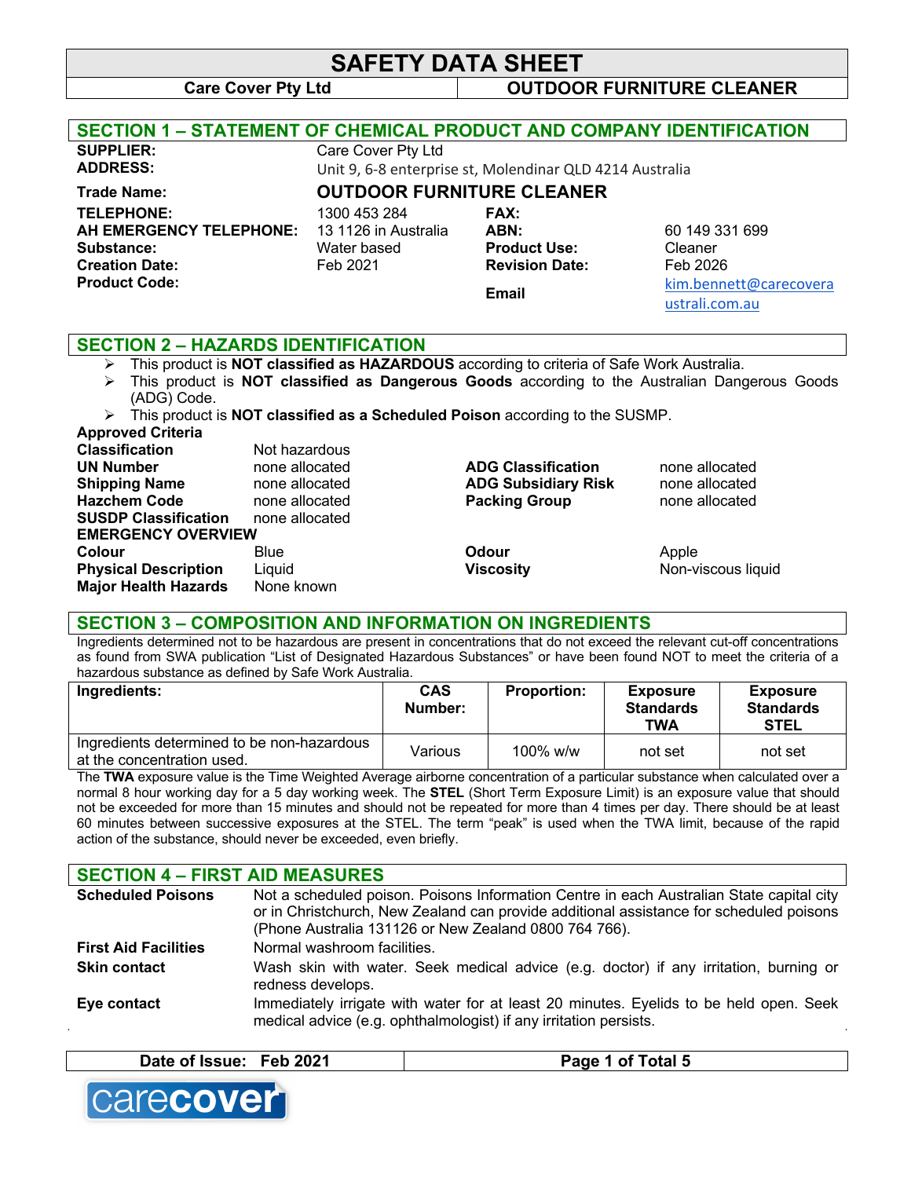# SAFETY DATA SHEET

**Care Cover Pty Ltd** | **OUTDOOR FURNITURE CLEANER**

## SECTION 1 – STATEMENT OF CHEMICAL PRODUCT AND COMPANY IDENTIFICATION

| | | | |
|---|---|---|---|
| **SUPPLIER:** | Care Cover Pty Ltd | | |
| **ADDRESS:** | Unit 9, 6-8 enterprise st, Molendinar QLD 4214 Australia | | |
| **Trade Name:** | **OUTDOOR FURNITURE CLEANER** | | |
| **TELEPHONE:** | 1300 453 284 | **FAX:** | |
| **AH EMERGENCY TELEPHONE:** | 13 1126 in Australia | **ABN:** | 60 149 331 699 |
| **Substance:** | Water based | **Product Use:** | Cleaner |
| **Creation Date:** | Feb 2021 | **Revision Date:** | Feb 2026 |
| **Product Code:** | | **Email** | kim.bennett@carecoveraustrali.com.au |

## SECTION 2 – HAZARDS IDENTIFICATION

- This product is **NOT classified as HAZARDOUS** according to criteria of Safe Work Australia.
- This product is **NOT classified as Dangerous Goods** according to the Australian Dangerous Goods (ADG) Code.
- This product is **NOT classified as a Scheduled Poison** according to the SUSMP.

**Approved Criteria**

| | | | |
|---|---|---|---|
| **Classification** | Not hazardous | | |
| **UN Number** | none allocated | **ADG Classification** | none allocated |
| **Shipping Name** | none allocated | **ADG Subsidiary Risk** | none allocated |
| **Hazchem Code** | none allocated | **Packing Group** | none allocated |
| **SUSDP Classification** | none allocated | | |

**EMERGENCY OVERVIEW**

| | | | |
|---|---|---|---|
| **Colour** | Blue | **Odour** | Apple |
| **Physical Description** | Liquid | **Viscosity** | Non-viscous liquid |
| **Major Health Hazards** | None known | | |

## SECTION 3 – COMPOSITION AND INFORMATION ON INGREDIENTS

Ingredients determined not to be hazardous are present in concentrations that do not exceed the relevant cut-off concentrations as found from SWA publication "List of Designated Hazardous Substances" or have been found NOT to meet the criteria of a hazardous substance as defined by Safe Work Australia.

| Ingredients: | CAS Number: | Proportion: | Exposure Standards TWA | Exposure Standards STEL |
|---|---|---|---|---|
| Ingredients determined to be non-hazardous at the concentration used. | Various | 100% w/w | not set | not set |

The **TWA** exposure value is the Time Weighted Average airborne concentration of a particular substance when calculated over a normal 8 hour working day for a 5 day working week. The **STEL** (Short Term Exposure Limit) is an exposure value that should not be exceeded for more than 15 minutes and should not be repeated for more than 4 times per day. There should be at least 60 minutes between successive exposures at the STEL. The term "peak" is used when the TWA limit, because of the rapid action of the substance, should never be exceeded, even briefly.

## SECTION 4 – FIRST AID MEASURES

| | |
|---|---|
| **Scheduled Poisons** | Not a scheduled poison. Poisons Information Centre in each Australian State capital city or in Christchurch, New Zealand can provide additional assistance for scheduled poisons (Phone Australia 131126 or New Zealand 0800 764 766). |
| **First Aid Facilities** | Normal washroom facilities. |
| **Skin contact** | Wash skin with water. Seek medical advice (e.g. doctor) if any irritation, burning or redness develops. |
| **Eye contact** | Immediately irrigate with water for at least 20 minutes. Eyelids to be held open. Seek medical advice (e.g. ophthalmologist) if any irritation persists. |

**Date of Issue: Feb 2021**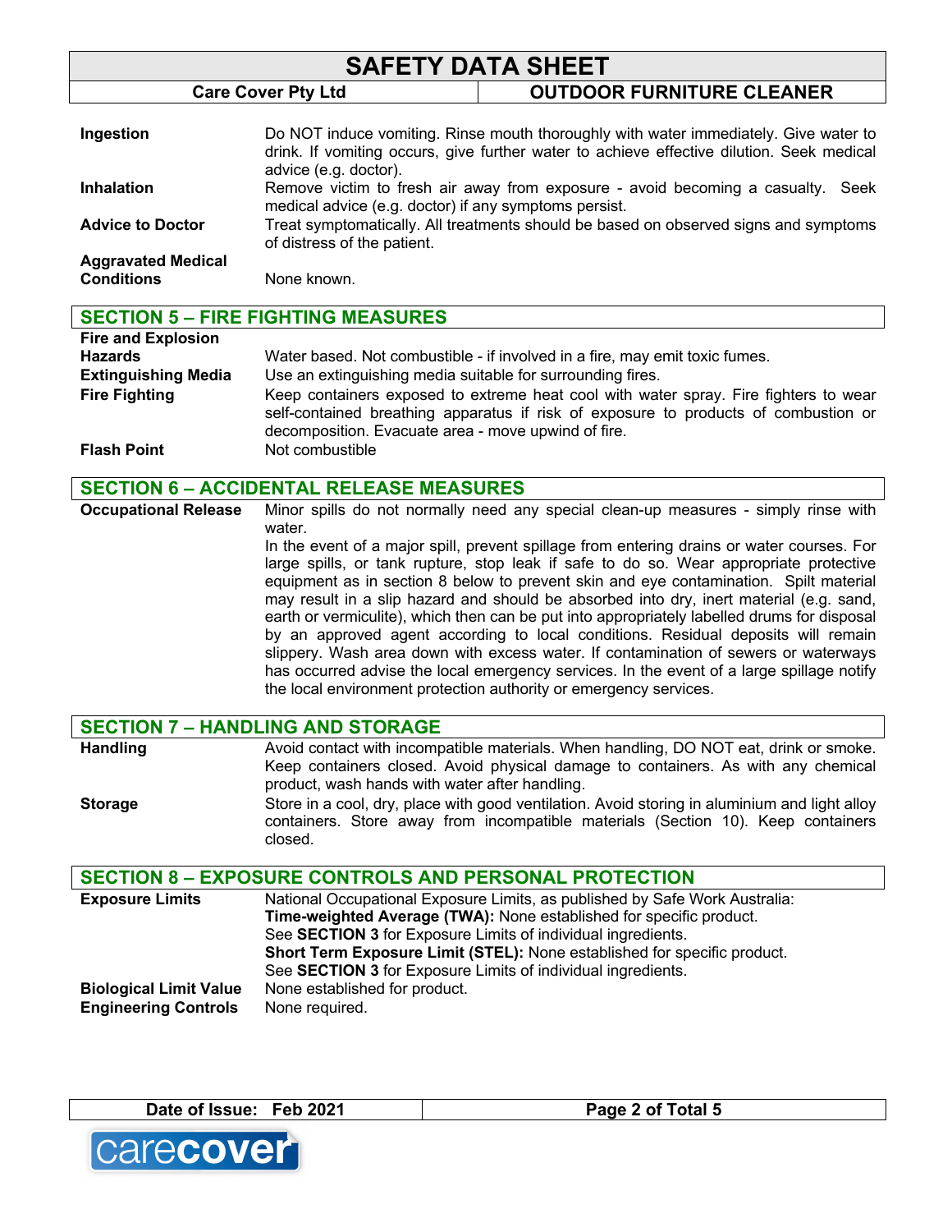| | |
|---|---|
| **Ingestion** | Do NOT induce vomiting. Rinse mouth thoroughly with water immediately. Give water to drink. If vomiting occurs, give further water to achieve effective dilution. Seek medical advice (e.g. doctor). |
| **Inhalation** | Remove victim to fresh air away from exposure - avoid becoming a casualty. Seek medical advice (e.g. doctor) if any symptoms persist. |
| **Advice to Doctor** | Treat symptomatically. All treatments should be based on observed signs and symptoms of distress of the patient. |
| **Aggravated Medical Conditions** | None known. |

## SECTION 5 – FIRE FIGHTING MEASURES

| | |
|---|---|
| **Fire and Explosion Hazards** | Water based. Not combustible - if involved in a fire, may emit toxic fumes. |
| **Extinguishing Media** | Use an extinguishing media suitable for surrounding fires. |
| **Fire Fighting** | Keep containers exposed to extreme heat cool with water spray. Fire fighters to wear self-contained breathing apparatus if risk of exposure to products of combustion or decomposition. Evacuate area - move upwind of fire. |
| **Flash Point** | Not combustible |

## SECTION 6 – ACCIDENTAL RELEASE MEASURES

**Occupational Release**

Minor spills do not normally need any special clean-up measures - simply rinse with water.

In the event of a major spill, prevent spillage from entering drains or water courses. For large spills, or tank rupture, stop leak if safe to do so. Wear appropriate protective equipment as in section 8 below to prevent skin and eye contamination. Spilt material may result in a slip hazard and should be absorbed into dry, inert material (e.g. sand, earth or vermiculite), which then can be put into appropriately labelled drums for disposal by an approved agent according to local conditions. Residual deposits will remain slippery. Wash area down with excess water. If contamination of sewers or waterways has occurred advise the local emergency services. In the event of a large spillage notify the local environment protection authority or emergency services.

## SECTION 7 – HANDLING AND STORAGE

| | |
|---|---|
| **Handling** | Avoid contact with incompatible materials. When handling, DO NOT eat, drink or smoke. Keep containers closed. Avoid physical damage to containers. As with any chemical product, wash hands with water after handling. |
| **Storage** | Store in a cool, dry, place with good ventilation. Avoid storing in aluminium and light alloy containers. Store away from incompatible materials (Section 10). Keep containers closed. |

## SECTION 8 – EXPOSURE CONTROLS AND PERSONAL PROTECTION

**Exposure Limits**

National Occupational Exposure Limits, as published by Safe Work Australia:
**Time-weighted Average (TWA):** None established for specific product.
See **SECTION 3** for Exposure Limits of individual ingredients.
**Short Term Exposure Limit (STEL):** None established for specific product.
See **SECTION 3** for Exposure Limits of individual ingredients.

| | |
|---|---|
| **Biological Limit Value** | None established for product. |
| **Engineering Controls** | None required. |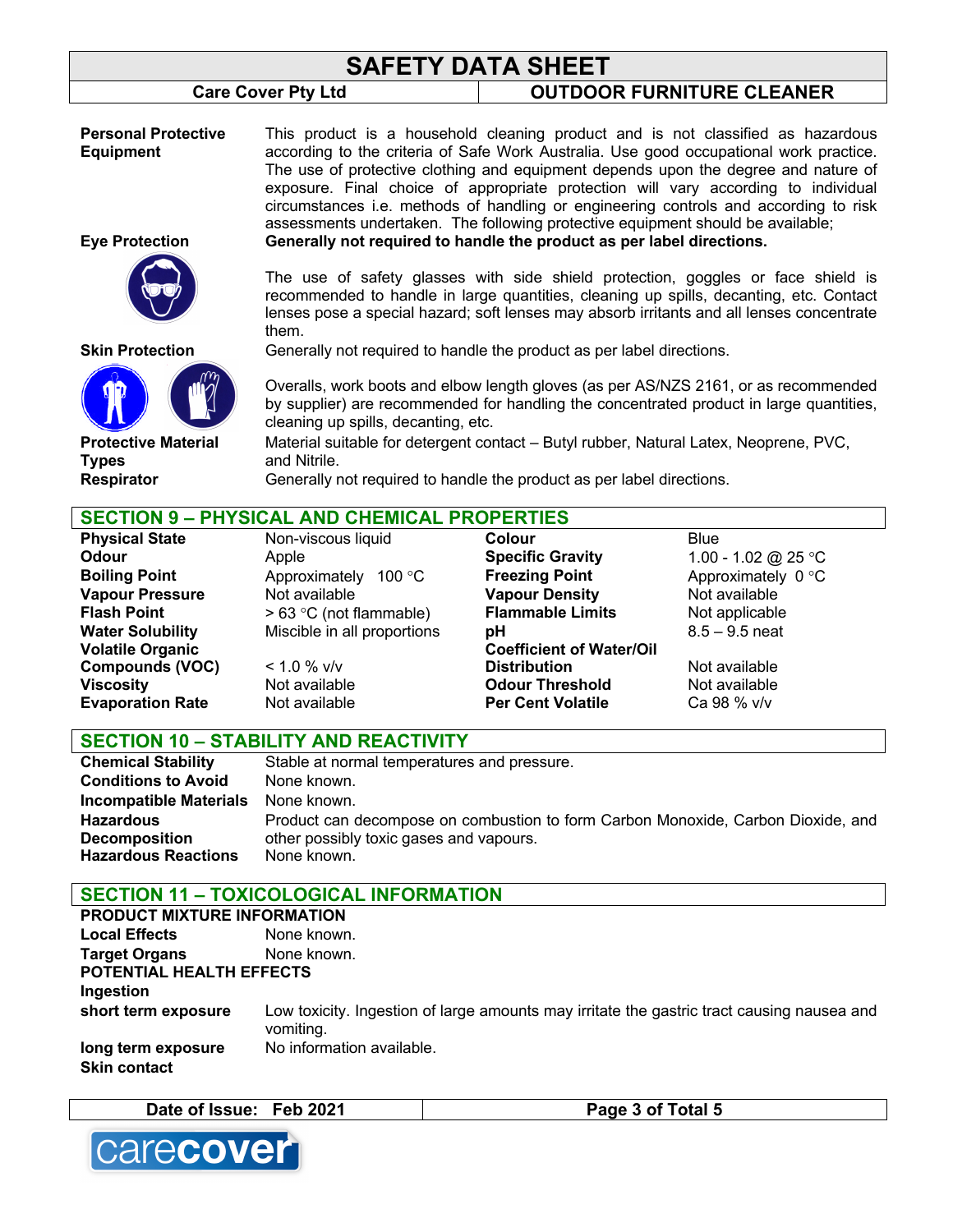**Personal Protective Equipment**

This product is a household cleaning product and is not classified as hazardous according to the criteria of Safe Work Australia. Use good occupational work practice. The use of protective clothing and equipment depends upon the degree and nature of exposure. Final choice of appropriate protection will vary according to individual circumstances i.e. methods of handling or engineering controls and according to risk assessments undertaken. The following protective equipment should be available;

**Eye Protection**

**Generally not required to handle the product as per label directions.**

The use of safety glasses with side shield protection, goggles or face shield is recommended to handle in large quantities, cleaning up spills, decanting, etc. Contact lenses pose a special hazard; soft lenses may absorb irritants and all lenses concentrate them.

**Skin Protection**

Generally not required to handle the product as per label directions.

Overalls, work boots and elbow length gloves (as per AS/NZS 2161, or as recommended by supplier) are recommended for handling the concentrated product in large quantities, cleaning up spills, decanting, etc.

**Protective Material Types**

Material suitable for detergent contact – Butyl rubber, Natural Latex, Neoprene, PVC, and Nitrile.

**Respirator**

Generally not required to handle the product as per label directions.

## SECTION 9 – PHYSICAL AND CHEMICAL PROPERTIES

| | | | |
|---|---|---|---|
| **Physical State** | Non-viscous liquid | **Colour** | Blue |
| **Odour** | Apple | **Specific Gravity** | 1.00 - 1.02 @ 25 °C |
| **Boiling Point** | Approximately 100 °C | **Freezing Point** | Approximately 0 °C |
| **Vapour Pressure** | Not available | **Vapour Density** | Not available |
| **Flash Point** | > 63 °C (not flammable) | **Flammable Limits** | Not applicable |
| **Water Solubility** | Miscible in all proportions | **pH** | 8.5 – 9.5 neat |
| **Volatile Organic Compounds (VOC)** | < 1.0 % v/v | **Coefficient of Water/Oil Distribution** | Not available |
| **Viscosity** | Not available | **Odour Threshold** | Not available |
| **Evaporation Rate** | Not available | **Per Cent Volatile** | Ca 98 % v/v |

## SECTION 10 – STABILITY AND REACTIVITY

| | |
|---|---|
| **Chemical Stability** | Stable at normal temperatures and pressure. |
| **Conditions to Avoid** | None known. |
| **Incompatible Materials** | None known. |
| **Hazardous Decomposition** | Product can decompose on combustion to form Carbon Monoxide, Carbon Dioxide, and other possibly toxic gases and vapours. |
| **Hazardous Reactions** | None known. |

## SECTION 11 – TOXICOLOGICAL INFORMATION

**PRODUCT MIXTURE INFORMATION**

| | |
|---|---|
| **Local Effects** | None known. |
| **Target Organs** | None known. |

**POTENTIAL HEALTH EFFECTS**

**Ingestion**

| | |
|---|---|
| **short term exposure** | Low toxicity. Ingestion of large amounts may irritate the gastric tract causing nausea and vomiting. |
| **long term exposure** | No information available. |

**Skin contact**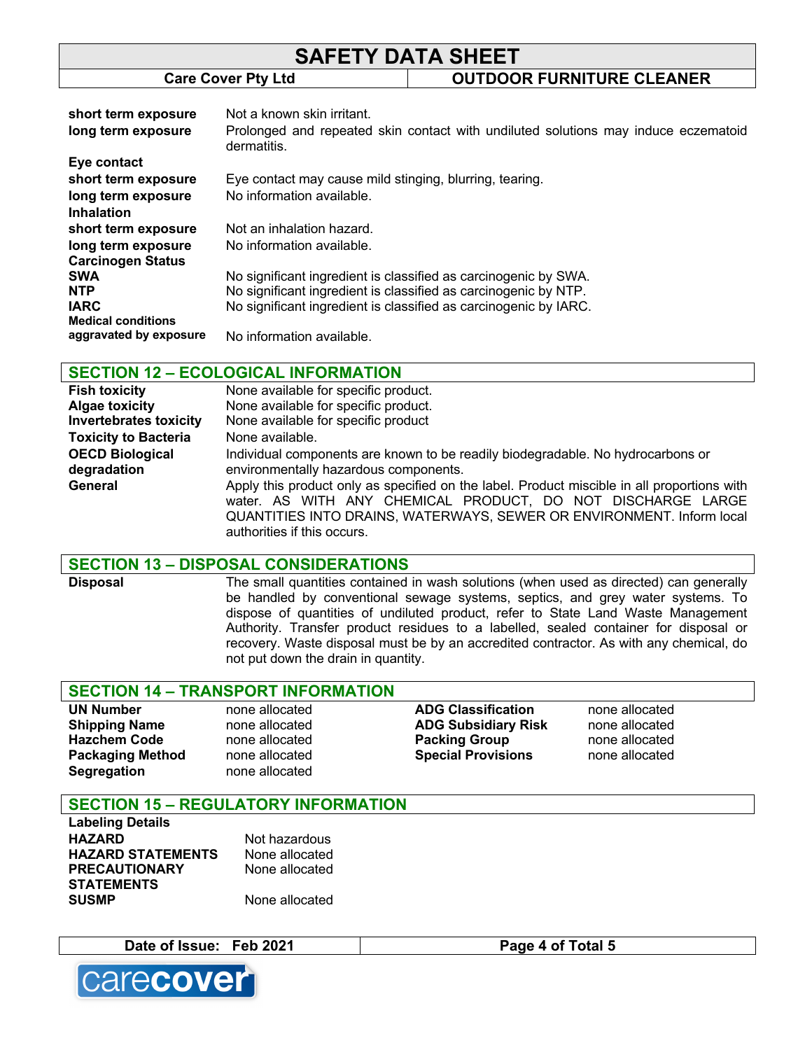| | |
|---|---|
| **short term exposure** | Not a known skin irritant. |
| **long term exposure** | Prolonged and repeated skin contact with undiluted solutions may induce eczematoid dermatitis. |
| **Eye contact** | |
| **short term exposure** | Eye contact may cause mild stinging, blurring, tearing. |
| **long term exposure** | No information available. |
| **Inhalation** | |
| **short term exposure** | Not an inhalation hazard. |
| **long term exposure** | No information available. |
| **Carcinogen Status** | |
| **SWA** | No significant ingredient is classified as carcinogenic by SWA. |
| **NTP** | No significant ingredient is classified as carcinogenic by NTP. |
| **IARC** | No significant ingredient is classified as carcinogenic by IARC. |
| **Medical conditions aggravated by exposure** | No information available. |

## SECTION 12 – ECOLOGICAL INFORMATION

| | |
|---|---|
| **Fish toxicity** | None available for specific product. |
| **Algae toxicity** | None available for specific product. |
| **Invertebrates toxicity** | None available for specific product |
| **Toxicity to Bacteria** | None available. |
| **OECD Biological degradation** | Individual components are known to be readily biodegradable. No hydrocarbons or environmentally hazardous components. |
| **General** | Apply this product only as specified on the label. Product miscible in all proportions with water. AS WITH ANY CHEMICAL PRODUCT, DO NOT DISCHARGE LARGE QUANTITIES INTO DRAINS, WATERWAYS, SEWER OR ENVIRONMENT. Inform local authorities if this occurs. |

## SECTION 13 – DISPOSAL CONSIDERATIONS

| | |
|---|---|
| **Disposal** | The small quantities contained in wash solutions (when used as directed) can generally be handled by conventional sewage systems, septics, and grey water systems. To dispose of quantities of undiluted product, refer to State Land Waste Management Authority. Transfer product residues to a labelled, sealed container for disposal or recovery. Waste disposal must be by an accredited contractor. As with any chemical, do not put down the drain in quantity. |

## SECTION 14 – TRANSPORT INFORMATION

| | | | |
|---|---|---|---|
| **UN Number** | none allocated | **ADG Classification** | none allocated |
| **Shipping Name** | none allocated | **ADG Subsidiary Risk** | none allocated |
| **Hazchem Code** | none allocated | **Packing Group** | none allocated |
| **Packaging Method** | none allocated | **Special Provisions** | none allocated |
| **Segregation** | none allocated | | |

## SECTION 15 – REGULATORY INFORMATION

| | |
|---|---|
| **Labeling Details** | |
| **HAZARD** | Not hazardous |
| **HAZARD STATEMENTS** | None allocated |
| **PRECAUTIONARY STATEMENTS** | None allocated |
| **SUSMP** | None allocated |

Date of Issue: Feb 2021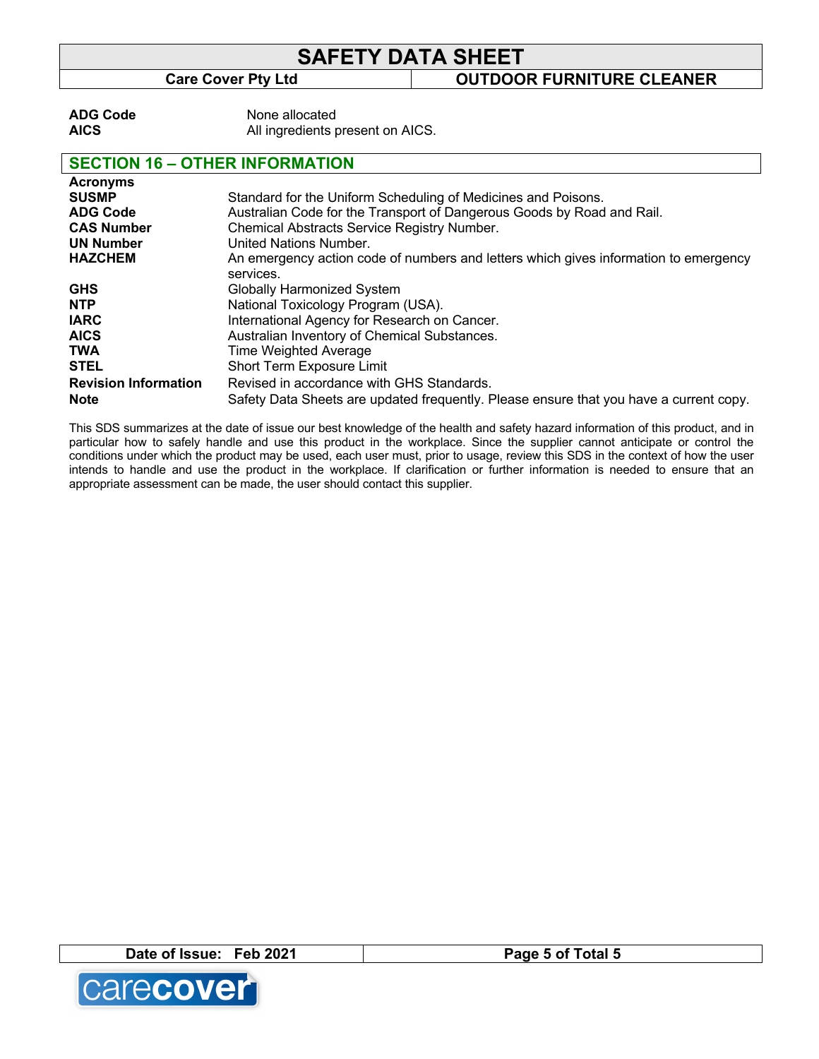| | |
|---|---|
| **ADG Code** | None allocated |
| **AICS** | All ingredients present on AICS. |

## SECTION 16 – OTHER INFORMATION

**Acronyms**

| | |
|---|---|
| **SUSMP** | Standard for the Uniform Scheduling of Medicines and Poisons. |
| **ADG Code** | Australian Code for the Transport of Dangerous Goods by Road and Rail. |
| **CAS Number** | Chemical Abstracts Service Registry Number. |
| **UN Number** | United Nations Number. |
| **HAZCHEM** | An emergency action code of numbers and letters which gives information to emergency services. |
| **GHS** | Globally Harmonized System |
| **NTP** | National Toxicology Program (USA). |
| **IARC** | International Agency for Research on Cancer. |
| **AICS** | Australian Inventory of Chemical Substances. |
| **TWA** | Time Weighted Average |
| **STEL** | Short Term Exposure Limit |
| **Revision Information** | Revised in accordance with GHS Standards. |
| **Note** | Safety Data Sheets are updated frequently. Please ensure that you have a current copy. |

This SDS summarizes at the date of issue our best knowledge of the health and safety hazard information of this product, and in particular how to safely handle and use this product in the workplace. Since the supplier cannot anticipate or control the conditions under which the product may be used, each user must, prior to usage, review this SDS in the context of how the user intends to handle and use the product in the workplace. If clarification or further information is needed to ensure that an appropriate assessment can be made, the user should contact this supplier.